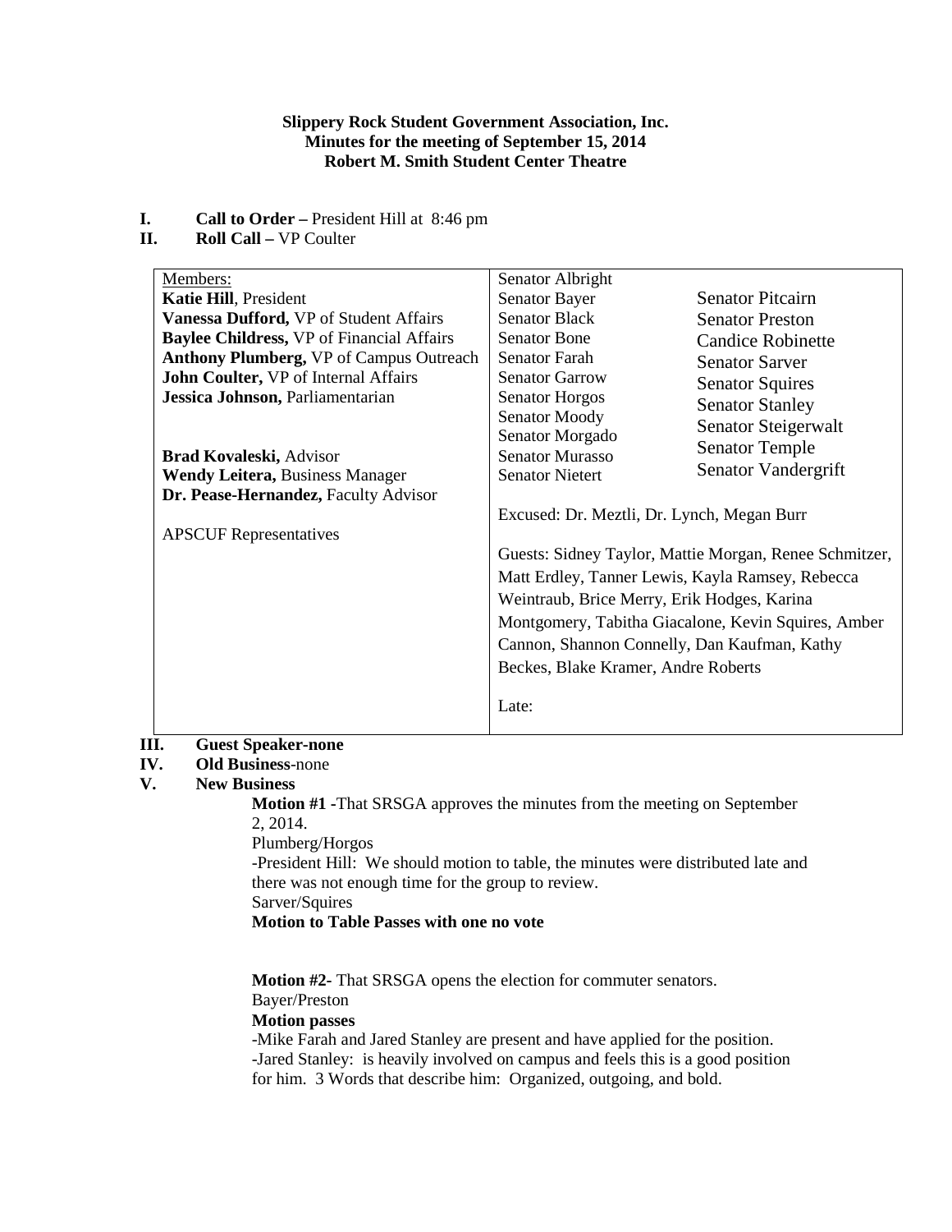**Slippery Rock Student Government Association, Inc.**
**Minutes for the meeting of September 15, 2014**
**Robert M. Smith Student Center Theatre**

**I. Call to Order –** President Hill at 8:46 pm

**II. Roll Call –** VP Coulter

| Members: | Senators | |
|---|---|---|
| **Katie Hill**, President | Senator Albright | Senator Pitcairn |
| **Vanessa Dufford,** VP of Student Affairs | Senator Bayer | Senator Preston |
| **Baylee Childress,** VP of Financial Affairs | Senator Black | Candice Robinette |
| **Anthony Plumberg,** VP of Campus Outreach | Senator Bone | Senator Sarver |
| **John Coulter,** VP of Internal Affairs | Senator Farah | Senator Squires |
| **Jessica Johnson,** Parliamentarian | Senator Garrow | Senator Stanley |
| | Senator Horgos | Senator Steigerwalt |
| | Senator Moody | Senator Temple |
| **Brad Kovaleski,** Advisor | Senator Morgado | Senator Vandergrift |
| **Wendy Leitera,** Business Manager | Senator Murasso | |
| **Dr. Pease-Hernandez,** Faculty Advisor | Senator Nietert | |
| APSCUF Representatives | Excused: Dr. Meztli, Dr. Lynch, Megan Burr | |
| | Guests: Sidney Taylor, Mattie Morgan, Renee Schmitzer, Matt Erdley, Tanner Lewis, Kayla Ramsey, Rebecca Weintraub, Brice Merry, Erik Hodges, Karina Montgomery, Tabitha Giacalone, Kevin Squires, Amber Cannon, Shannon Connelly, Dan Kaufman, Kathy Beckes, Blake Kramer, Andre Roberts | |
| | Late: | |

**III. Guest Speaker-none**

**IV. Old Business**-none

**V. New Business**

**Motion #1 -**That SRSGA approves the minutes from the meeting on September 2, 2014.
Plumberg/Horgos
-President Hill: We should motion to table, the minutes were distributed late and there was not enough time for the group to review.
Sarver/Squires
**Motion to Table Passes with one no vote**

**Motion #2**- That SRSGA opens the election for commuter senators.
Bayer/Preston
**Motion passes**
-Mike Farah and Jared Stanley are present and have applied for the position.
-Jared Stanley: is heavily involved on campus and feels this is a good position for him. 3 Words that describe him: Organized, outgoing, and bold.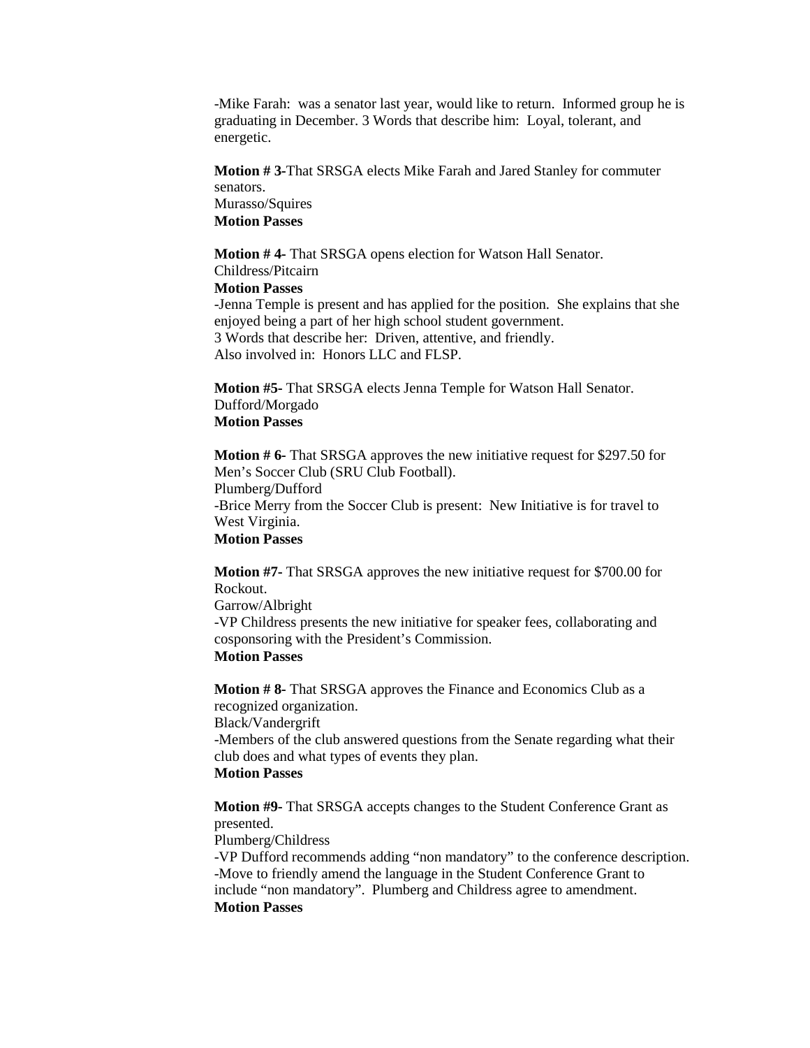-Mike Farah: was a senator last year, would like to return. Informed group he is graduating in December. 3 Words that describe him: Loyal, tolerant, and energetic.

**Motion # 3-**That SRSGA elects Mike Farah and Jared Stanley for commuter senators.
Murasso/Squires
**Motion Passes**

**Motion # 4-** That SRSGA opens election for Watson Hall Senator.
Childress/Pitcairn
**Motion Passes**
-Jenna Temple is present and has applied for the position. She explains that she enjoyed being a part of her high school student government.
3 Words that describe her: Driven, attentive, and friendly.
Also involved in: Honors LLC and FLSP.

**Motion #5-** That SRSGA elects Jenna Temple for Watson Hall Senator.
Dufford/Morgado
**Motion Passes**

**Motion # 6-** That SRSGA approves the new initiative request for $297.50 for Men's Soccer Club (SRU Club Football).
Plumberg/Dufford
-Brice Merry from the Soccer Club is present: New Initiative is for travel to West Virginia.
**Motion Passes**

**Motion #7-** That SRSGA approves the new initiative request for $700.00 for Rockout.
Garrow/Albright
-VP Childress presents the new initiative for speaker fees, collaborating and cosponsoring with the President's Commission.
**Motion Passes**

**Motion # 8-** That SRSGA approves the Finance and Economics Club as a recognized organization.
Black/Vandergrift
-Members of the club answered questions from the Senate regarding what their club does and what types of events they plan.
**Motion Passes**

**Motion #9-** That SRSGA accepts changes to the Student Conference Grant as presented.
Plumberg/Childress
-VP Dufford recommends adding "non mandatory" to the conference description.
-Move to friendly amend the language in the Student Conference Grant to include "non mandatory". Plumberg and Childress agree to amendment.
**Motion Passes**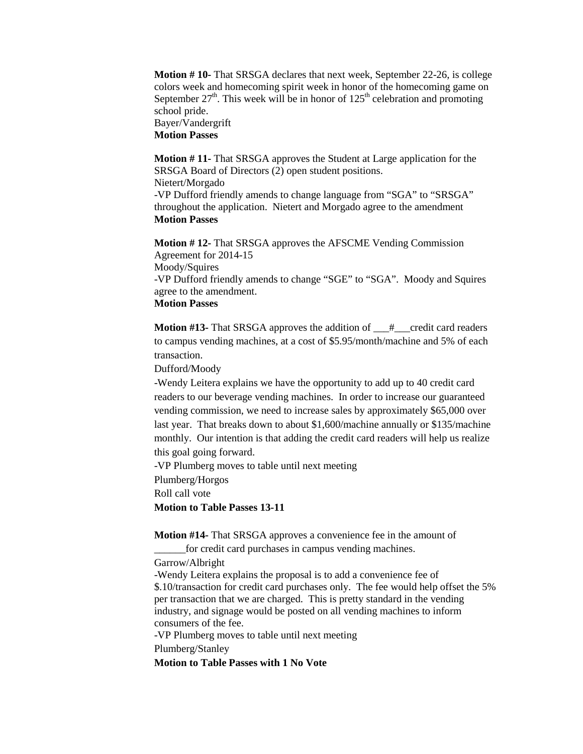**Motion # 10-** That SRSGA declares that next week, September 22-26, is college colors week and homecoming spirit week in honor of the homecoming game on September 27th. This week will be in honor of 125th celebration and promoting school pride.
Bayer/Vandergrift
**Motion Passes**

**Motion # 11-** That SRSGA approves the Student at Large application for the SRSGA Board of Directors (2) open student positions.
Nietert/Morgado
-VP Dufford friendly amends to change language from "SGA" to "SRSGA" throughout the application. Nietert and Morgado agree to the amendment
**Motion Passes**

**Motion # 12-** That SRSGA approves the AFSCME Vending Commission Agreement for 2014-15
Moody/Squires
-VP Dufford friendly amends to change "SGE" to "SGA". Moody and Squires agree to the amendment.
**Motion Passes**

**Motion #13-** That SRSGA approves the addition of ___#___credit card readers to campus vending machines, at a cost of $5.95/month/machine and 5% of each transaction.
Dufford/Moody
-Wendy Leitera explains we have the opportunity to add up to 40 credit card readers to our beverage vending machines. In order to increase our guaranteed vending commission, we need to increase sales by approximately $65,000 over last year. That breaks down to about $1,600/machine annually or $135/machine monthly. Our intention is that adding the credit card readers will help us realize this goal going forward.
-VP Plumberg moves to table until next meeting
Plumberg/Horgos
Roll call vote
**Motion to Table Passes 13-11**

**Motion #14-** That SRSGA approves a convenience fee in the amount of ______for credit card purchases in campus vending machines.
Garrow/Albright
-Wendy Leitera explains the proposal is to add a convenience fee of $.10/transaction for credit card purchases only. The fee would help offset the 5% per transaction that we are charged. This is pretty standard in the vending industry, and signage would be posted on all vending machines to inform consumers of the fee.
-VP Plumberg moves to table until next meeting
Plumberg/Stanley
**Motion to Table Passes with 1 No Vote**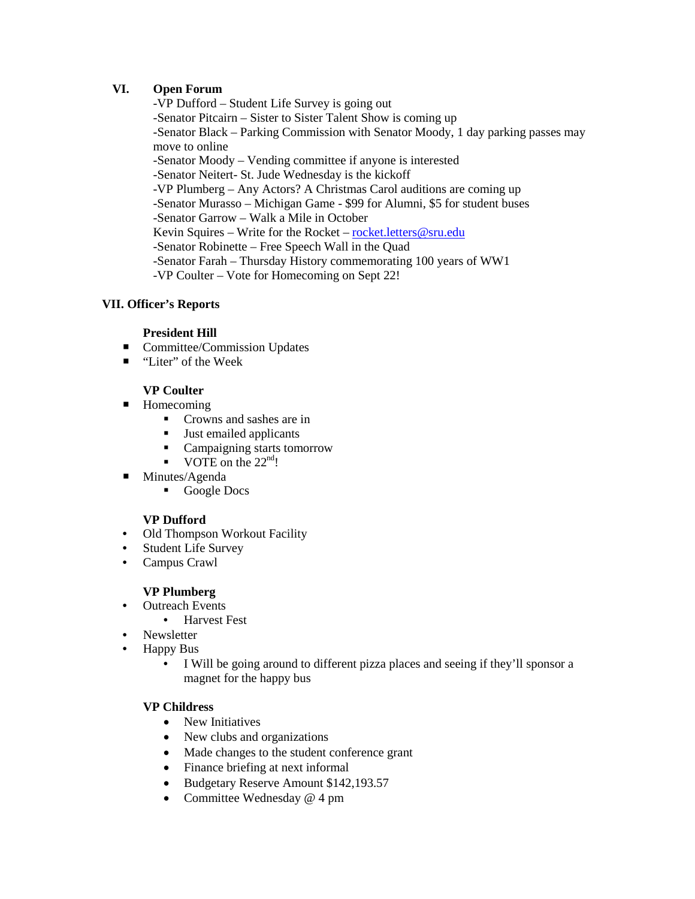## VI. Open Forum

-VP Dufford – Student Life Survey is going out
-Senator Pitcairn – Sister to Sister Talent Show is coming up
-Senator Black – Parking Commission with Senator Moody, 1 day parking passes may move to online
-Senator Moody – Vending committee if anyone is interested
-Senator Neitert- St. Jude Wednesday is the kickoff
-VP Plumberg – Any Actors? A Christmas Carol auditions are coming up
-Senator Murasso – Michigan Game - $99 for Alumni, $5 for student buses
-Senator Garrow – Walk a Mile in October
Kevin Squires – Write for the Rocket – rocket.letters@sru.edu
-Senator Robinette – Free Speech Wall in the Quad
-Senator Farah – Thursday History commemorating 100 years of WW1
-VP Coulter – Vote for Homecoming on Sept 22!

## VII. Officer's Reports

**President Hill**

- Committee/Commission Updates
- "Liter" of the Week

**VP Coulter**

- Homecoming
  - Crowns and sashes are in
  - Just emailed applicants
  - Campaigning starts tomorrow
  - VOTE on the 22nd!
- Minutes/Agenda
  - Google Docs

**VP Dufford**

- Old Thompson Workout Facility
- Student Life Survey
- Campus Crawl

**VP Plumberg**

- Outreach Events
  - Harvest Fest
- Newsletter
- Happy Bus
  - I Will be going around to different pizza places and seeing if they'll sponsor a magnet for the happy bus

**VP Childress**

- New Initiatives
- New clubs and organizations
- Made changes to the student conference grant
- Finance briefing at next informal
- Budgetary Reserve Amount $142,193.57
- Committee Wednesday @ 4 pm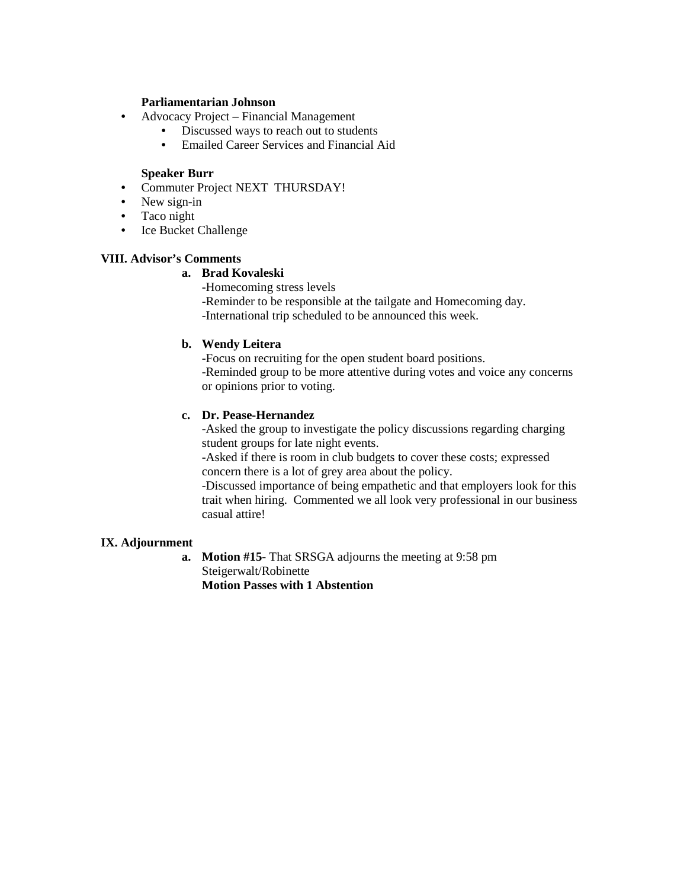**Parliamentarian Johnson**

- Advocacy Project – Financial Management
  - Discussed ways to reach out to students
  - Emailed Career Services and Financial Aid

**Speaker Burr**

- Commuter Project NEXT THURSDAY!
- New sign-in
- Taco night
- Ice Bucket Challenge

**VIII. Advisor's Comments**

a. **Brad Kovaleski**
-Homecoming stress levels
-Reminder to be responsible at the tailgate and Homecoming day.
-International trip scheduled to be announced this week.

b. **Wendy Leitera**
-Focus on recruiting for the open student board positions.
-Reminded group to be more attentive during votes and voice any concerns or opinions prior to voting.

c. **Dr. Pease-Hernandez**
-Asked the group to investigate the policy discussions regarding charging student groups for late night events.
-Asked if there is room in club budgets to cover these costs; expressed concern there is a lot of grey area about the policy.
-Discussed importance of being empathetic and that employers look for this trait when hiring. Commented we all look very professional in our business casual attire!

**IX. Adjournment**

a. **Motion #15-** That SRSGA adjourns the meeting at 9:58 pm
Steigerwalt/Robinette
**Motion Passes with 1 Abstention**